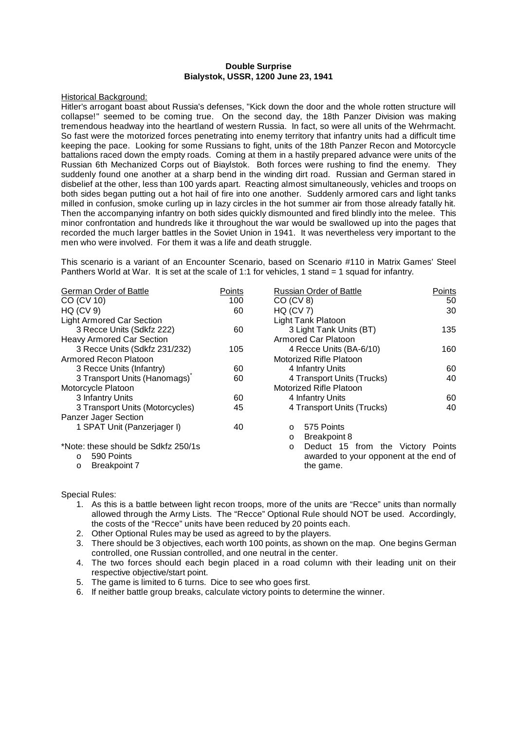**Double Surprise**
**Bialystok, USSR, 1200 June 23, 1941**

Historical Background:

Hitler's arrogant boast about Russia's defenses, "Kick down the door and the whole rotten structure will collapse!" seemed to be coming true. On the second day, the 18th Panzer Division was making tremendous headway into the heartland of western Russia. In fact, so were all units of the Wehrmacht. So fast were the motorized forces penetrating into enemy territory that infantry units had a difficult time keeping the pace. Looking for some Russians to fight, units of the 18th Panzer Recon and Motorcycle battalions raced down the empty roads. Coming at them in a hastily prepared advance were units of the Russian 6th Mechanized Corps out of Biaylstok. Both forces were rushing to find the enemy. They suddenly found one another at a sharp bend in the winding dirt road. Russian and German stared in disbelief at the other, less than 100 yards apart. Reacting almost simultaneously, vehicles and troops on both sides began putting out a hot hail of fire into one another. Suddenly armored cars and light tanks milled in confusion, smoke curling up in lazy circles in the hot summer air from those already fatally hit. Then the accompanying infantry on both sides quickly dismounted and fired blindly into the melee. This minor confrontation and hundreds like it throughout the war would be swallowed up into the pages that recorded the much larger battles in the Soviet Union in 1941. It was nevertheless very important to the men who were involved. For them it was a life and death struggle.

This scenario is a variant of an Encounter Scenario, based on Scenario #110 in Matrix Games' Steel Panthers World at War. It is set at the scale of 1:1 for vehicles, 1 stand = 1 squad for infantry.

| German Order of Battle | Points |
|---|---|
| CO (CV 10) | 100 |
| HQ (CV 9) | 60 |
| Light Armored Car Section | |
| 3 Recce Units (Sdkfz 222) | 60 |
| Heavy Armored Car Section | |
| 3 Recce Units (Sdkfz 231/232) | 105 |
| Armored Recon Platoon | |
| 3 Recce Units (Infantry) | 60 |
| 3 Transport Units (Hanomags)* | 60 |
| Motorcycle Platoon | |
| 3 Infantry Units | 60 |
| 3 Transport Units (Motorcycles) | 45 |
| Panzer Jager Section | |
| 1 SPAT Unit (Panzerjager I) | 40 |

*Note: these should be Sdkfz 250/1s

- 590 Points
- Breakpoint 7

| Russian Order of Battle | Points |
|---|---|
| CO (CV 8) | 50 |
| HQ (CV 7) | 30 |
| Light Tank Platoon | |
| 3 Light Tank Units (BT) | 135 |
| Armored Car Platoon | |
| 4 Recce Units (BA-6/10) | 160 |
| Motorized Rifle Platoon | |
| 4 Infantry Units | 60 |
| 4 Transport Units (Trucks) | 40 |
| Motorized Rifle Platoon | |
| 4 Infantry Units | 60 |
| 4 Transport Units (Trucks) | 40 |

- 575 Points
- Breakpoint 8
- Deduct 15 from the Victory Points awarded to your opponent at the end of the game.

Special Rules:

1. As this is a battle between light recon troops, more of the units are "Recce" units than normally allowed through the Army Lists. The "Recce" Optional Rule should NOT be used. Accordingly, the costs of the "Recce" units have been reduced by 20 points each.
2. Other Optional Rules may be used as agreed to by the players.
3. There should be 3 objectives, each worth 100 points, as shown on the map. One begins German controlled, one Russian controlled, and one neutral in the center.
4. The two forces should each begin placed in a road column with their leading unit on their respective objective/start point.
5. The game is limited to 6 turns. Dice to see who goes first.
6. If neither battle group breaks, calculate victory points to determine the winner.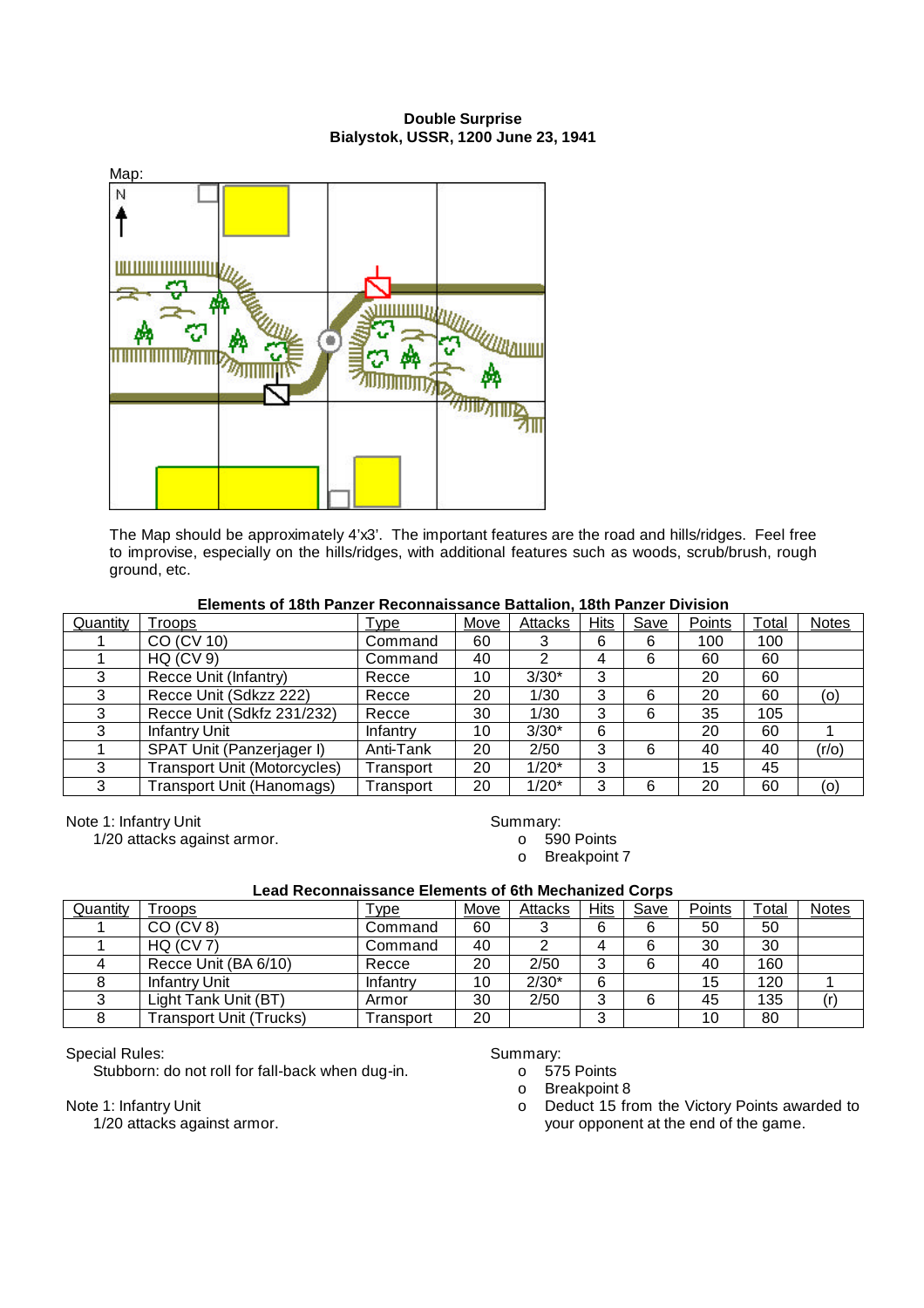**Double Surprise**
**Bialystok, USSR, 1200 June 23, 1941**

Map:

N

The Map should be approximately 4'x3'. The important features are the road and hills/ridges. Feel free to improvise, especially on the hills/ridges, with additional features such as woods, scrub/brush, rough ground, etc.

**Elements of 18th Panzer Reconnaissance Battalion, 18th Panzer Division**

| Quantity | Troops | Type | Move | Attacks | Hits | Save | Points | Total | Notes |
|---|---|---|---|---|---|---|---|---|---|
| 1 | CO (CV 10) | Command | 60 | 3 | 6 | 6 | 100 | 100 | |
| 1 | HQ (CV 9) | Command | 40 | 2 | 4 | 6 | 60 | 60 | |
| 3 | Recce Unit (Infantry) | Recce | 10 | 3/30* | 3 | | 20 | 60 | |
| 3 | Recce Unit (Sdkzz 222) | Recce | 20 | 1/30 | 3 | 6 | 20 | 60 | (o) |
| 3 | Recce Unit (Sdkfz 231/232) | Recce | 30 | 1/30 | 3 | 6 | 35 | 105 | |
| 3 | Infantry Unit | Infantry | 10 | 3/30* | 6 | | 20 | 60 | 1 |
| 1 | SPAT Unit (Panzerjager I) | Anti-Tank | 20 | 2/50 | 3 | 6 | 40 | 40 | (r/o) |
| 3 | Transport Unit (Motorcycles) | Transport | 20 | 1/20* | 3 | | 15 | 45 | |
| 3 | Transport Unit (Hanomags) | Transport | 20 | 1/20* | 3 | 6 | 20 | 60 | (o) |

Note 1: Infantry Unit
1/20 attacks against armor.

Summary:
- 590 Points
- Breakpoint 7

**Lead Reconnaissance Elements of 6th Mechanized Corps**

| Quantity | Troops | Type | Move | Attacks | Hits | Save | Points | Total | Notes |
|---|---|---|---|---|---|---|---|---|---|
| 1 | CO (CV 8) | Command | 60 | 3 | 6 | 6 | 50 | 50 | |
| 1 | HQ (CV 7) | Command | 40 | 2 | 4 | 6 | 30 | 30 | |
| 4 | Recce Unit (BA 6/10) | Recce | 20 | 2/50 | 3 | 6 | 40 | 160 | |
| 8 | Infantry Unit | Infantry | 10 | 2/30* | 6 | | 15 | 120 | 1 |
| 3 | Light Tank Unit (BT) | Armor | 30 | 2/50 | 3 | 6 | 45 | 135 | (r) |
| 8 | Transport Unit (Trucks) | Transport | 20 | | 3 | | 10 | 80 | |

Special Rules:
Stubborn: do not roll for fall-back when dug-in.

Note 1: Infantry Unit
1/20 attacks against armor.

Summary:
- 575 Points
- Breakpoint 8
- Deduct 15 from the Victory Points awarded to your opponent at the end of the game.